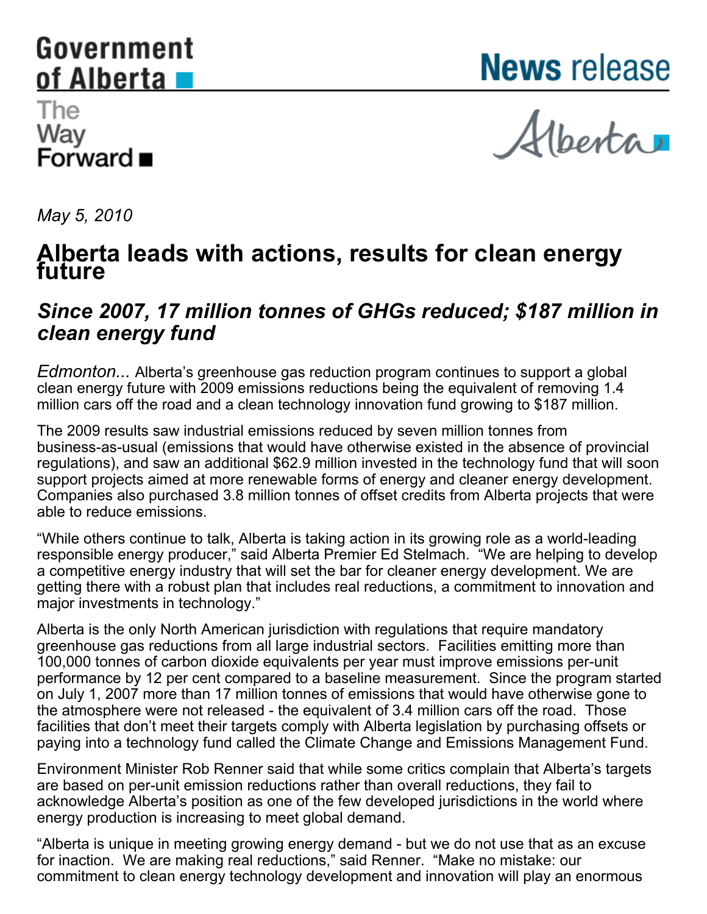Government of Alberta

The Way Forward

# News release

May 5, 2010

# Alberta leads with actions, results for clean energy future

## *Since 2007, 17 million tonnes of GHGs reduced; $187 million in clean energy fund*

*Edmonton...* Alberta's greenhouse gas reduction program continues to support a global clean energy future with 2009 emissions reductions being the equivalent of removing 1.4 million cars off the road and a clean technology innovation fund growing to $187 million.

The 2009 results saw industrial emissions reduced by seven million tonnes from business-as-usual (emissions that would have otherwise existed in the absence of provincial regulations), and saw an additional $62.9 million invested in the technology fund that will soon support projects aimed at more renewable forms of energy and cleaner energy development. Companies also purchased 3.8 million tonnes of offset credits from Alberta projects that were able to reduce emissions.

"While others continue to talk, Alberta is taking action in its growing role as a world-leading responsible energy producer," said Alberta Premier Ed Stelmach. "We are helping to develop a competitive energy industry that will set the bar for cleaner energy development. We are getting there with a robust plan that includes real reductions, a commitment to innovation and major investments in technology."

Alberta is the only North American jurisdiction with regulations that require mandatory greenhouse gas reductions from all large industrial sectors. Facilities emitting more than 100,000 tonnes of carbon dioxide equivalents per year must improve emissions per-unit performance by 12 per cent compared to a baseline measurement. Since the program started on July 1, 2007 more than 17 million tonnes of emissions that would have otherwise gone to the atmosphere were not released - the equivalent of 3.4 million cars off the road. Those facilities that don't meet their targets comply with Alberta legislation by purchasing offsets or paying into a technology fund called the Climate Change and Emissions Management Fund.

Environment Minister Rob Renner said that while some critics complain that Alberta's targets are based on per-unit emission reductions rather than overall reductions, they fail to acknowledge Alberta's position as one of the few developed jurisdictions in the world where energy production is increasing to meet global demand.

"Alberta is unique in meeting growing energy demand - but we do not use that as an excuse for inaction. We are making real reductions," said Renner. "Make no mistake: our commitment to clean energy technology development and innovation will play an enormous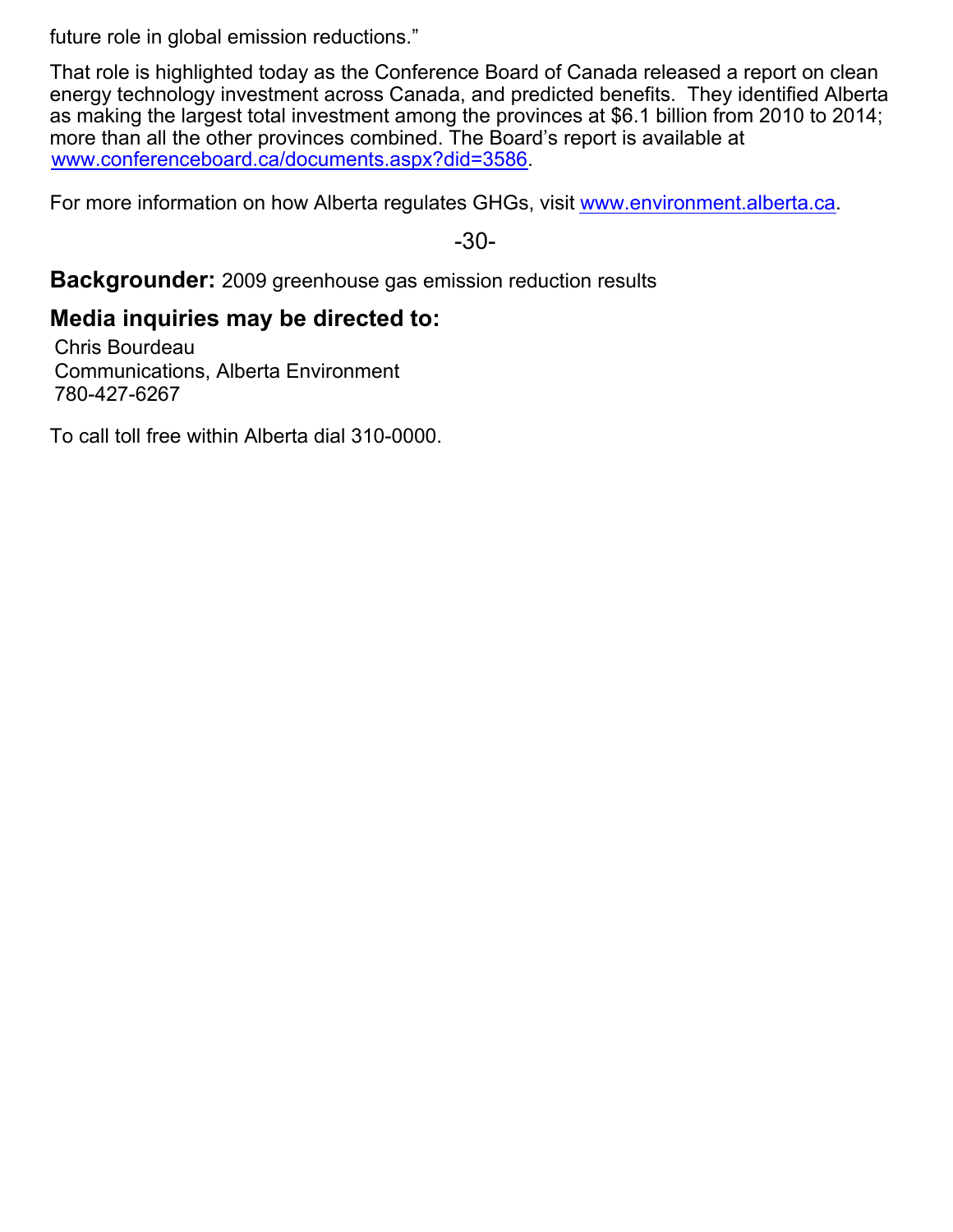future role in global emission reductions."

That role is highlighted today as the Conference Board of Canada released a report on clean energy technology investment across Canada, and predicted benefits. They identified Alberta as making the largest total investment among the provinces at $6.1 billion from 2010 to 2014; more than all the other provinces combined. The Board's report is available at www.conferenceboard.ca/documents.aspx?did=3586.

For more information on how Alberta regulates GHGs, visit www.environment.alberta.ca.

-30-

**Backgrounder:** 2009 greenhouse gas emission reduction results

## Media inquiries may be directed to:

Chris Bourdeau
Communications, Alberta Environment
780-427-6267

To call toll free within Alberta dial 310-0000.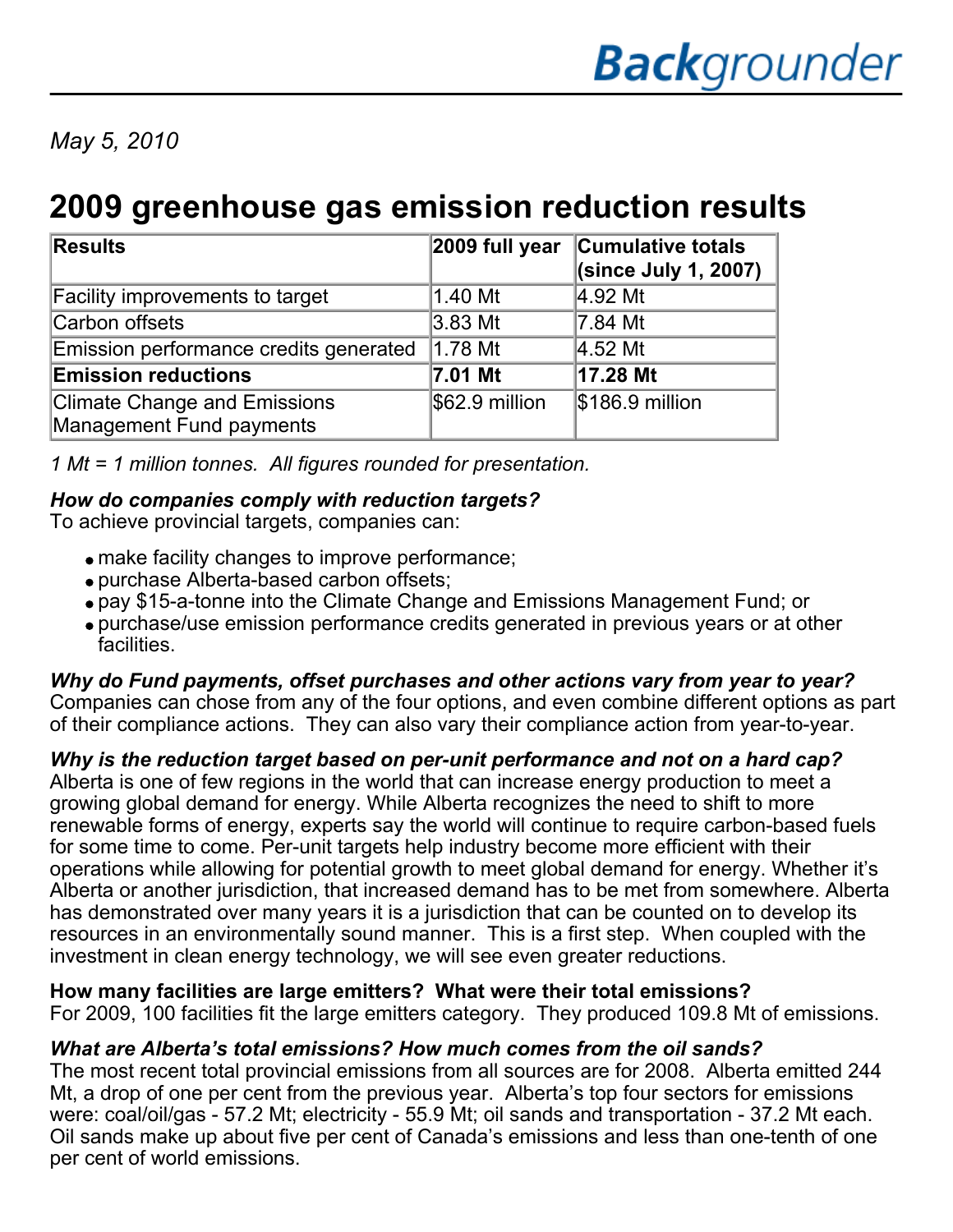**Backgrounder**

*May 5, 2010*

# 2009 greenhouse gas emission reduction results

| **Results** | **2009 full year** | **Cumulative totals (since July 1, 2007)** |
|---|---|---|
| Facility improvements to target | 1.40 Mt | 4.92 Mt |
| Carbon offsets | 3.83 Mt | 7.84 Mt |
| Emission performance credits generated | 1.78 Mt | 4.52 Mt |
| **Emission reductions** | **7.01 Mt** | **17.28 Mt** |
| Climate Change and Emissions Management Fund payments | $62.9 million | $186.9 million |

*1 Mt = 1 million tonnes. All figures rounded for presentation.*

***How do companies comply with reduction targets?***
To achieve provincial targets, companies can:

- make facility changes to improve performance;
- purchase Alberta-based carbon offsets;
- pay $15-a-tonne into the Climate Change and Emissions Management Fund; or
- purchase/use emission performance credits generated in previous years or at other facilities.

***Why do Fund payments, offset purchases and other actions vary from year to year?***
Companies can chose from any of the four options, and even combine different options as part of their compliance actions. They can also vary their compliance action from year-to-year.

***Why is the reduction target based on per-unit performance and not on a hard cap?***
Alberta is one of few regions in the world that can increase energy production to meet a growing global demand for energy. While Alberta recognizes the need to shift to more renewable forms of energy, experts say the world will continue to require carbon-based fuels for some time to come. Per-unit targets help industry become more efficient with their operations while allowing for potential growth to meet global demand for energy. Whether it's Alberta or another jurisdiction, that increased demand has to be met from somewhere. Alberta has demonstrated over many years it is a jurisdiction that can be counted on to develop its resources in an environmentally sound manner. This is a first step. When coupled with the investment in clean energy technology, we will see even greater reductions.

**How many facilities are large emitters? What were their total emissions?**
For 2009, 100 facilities fit the large emitters category. They produced 109.8 Mt of emissions.

***What are Alberta's total emissions? How much comes from the oil sands?***
The most recent total provincial emissions from all sources are for 2008. Alberta emitted 244 Mt, a drop of one per cent from the previous year. Alberta's top four sectors for emissions were: coal/oil/gas - 57.2 Mt; electricity - 55.9 Mt; oil sands and transportation - 37.2 Mt each. Oil sands make up about five per cent of Canada's emissions and less than one-tenth of one per cent of world emissions.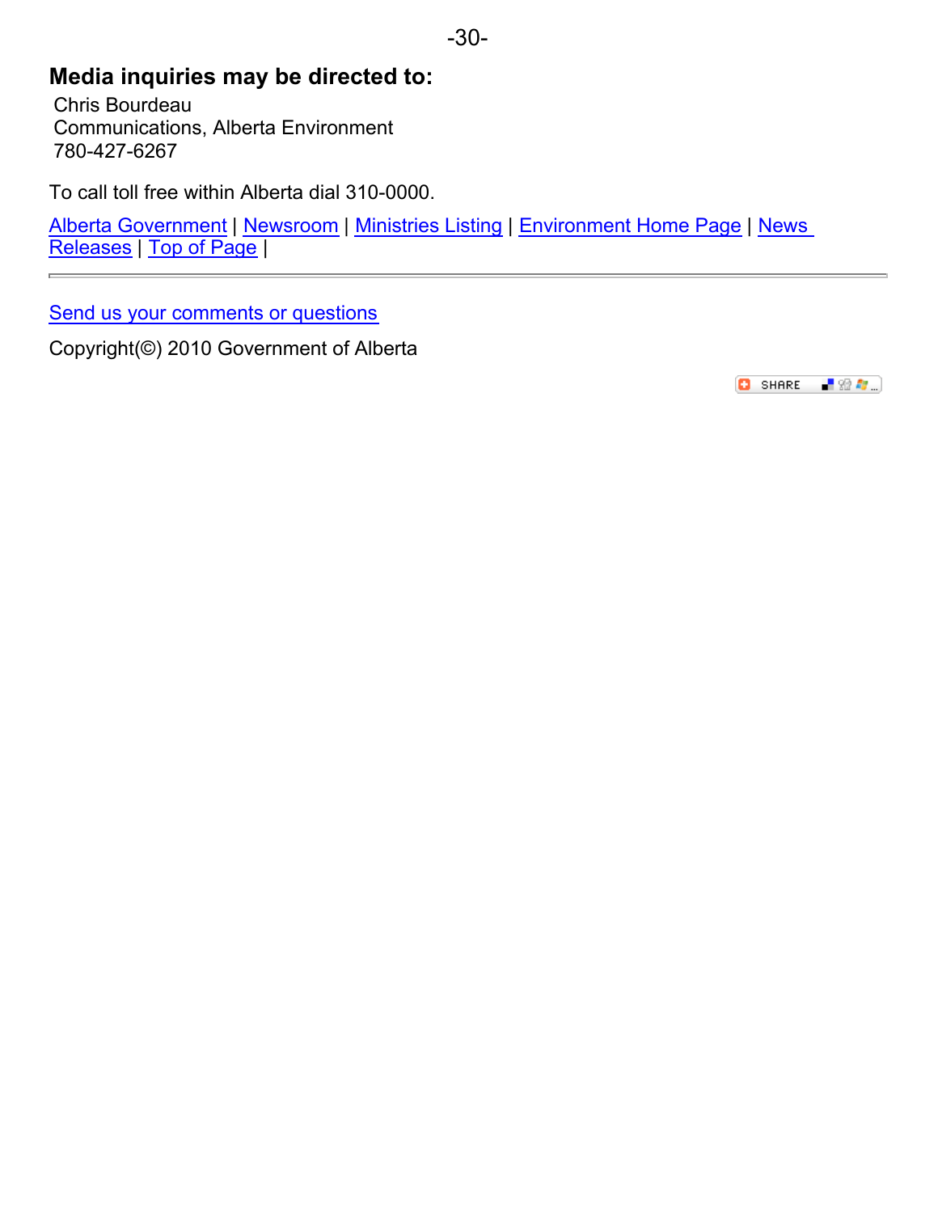-30-

**Media inquiries may be directed to:**

Chris Bourdeau
Communications, Alberta Environment
780-427-6267

To call toll free within Alberta dial 310-0000.

Alberta Government | Newsroom | Ministries Listing | Environment Home Page | News Releases | Top of Page |

---

Send us your comments or questions

Copyright(©) 2010 Government of Alberta